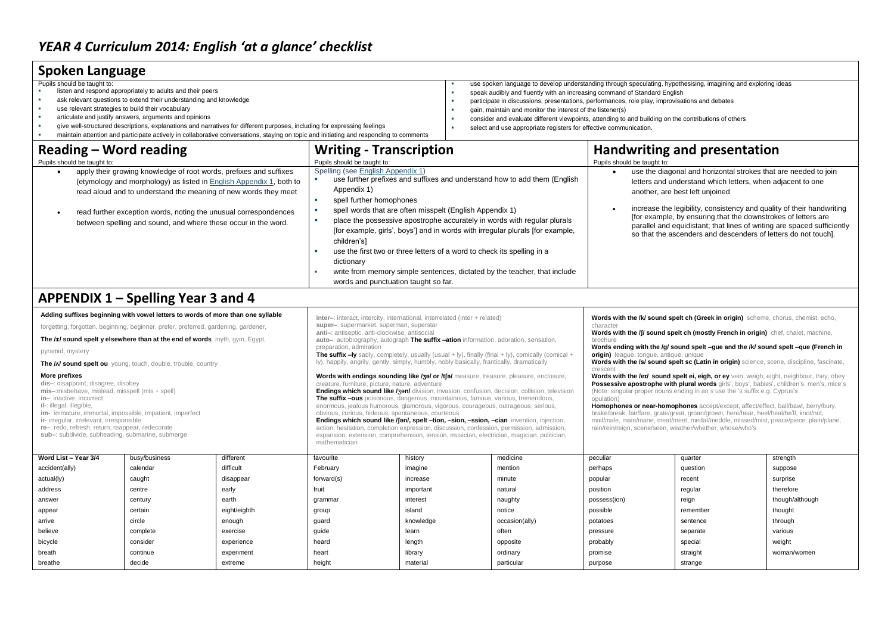# YEAR 4 Curriculum 2014: English 'at a glance' checklist

## Spoken Language

Pupils should be taught to:

- listen and respond appropriately to adults and their peers
- ask relevant questions to extend their understanding and knowledge
- use relevant strategies to build their vocabulary
- articulate and justify answers, arguments and opinions
- give well-structured descriptions, explanations and narratives for different purposes, including for expressing feelings
- maintain attention and participate actively in collaborative conversations, staying on topic and initiating and responding to comments
- use spoken language to develop understanding through speculating, hypothesising, imagining and exploring ideas
- speak audibly and fluently with an increasing command of Standard English
- participate in discussions, presentations, performances, role play, improvisations and debates
- gain, maintain and monitor the interest of the listener(s)
- consider and evaluate different viewpoints, attending to and building on the contributions of others
- select and use appropriate registers for effective communication.

## Reading – Word reading

Pupils should be taught to:

- apply their growing knowledge of root words, prefixes and suffixes (etymology and morphology) as listed in English Appendix 1, both to read aloud and to understand the meaning of new words they meet
- read further exception words, noting the unusual correspondences between spelling and sound, and where these occur in the word.

## Writing - Transcription

Pupils should be taught to:

Spelling (see English Appendix 1)

- use further prefixes and suffixes and understand how to add them (English Appendix 1)
- spell further homophones
- spell words that are often misspelt (English Appendix 1)
- place the possessive apostrophe accurately in words with regular plurals [for example, girls', boys'] and in words with irregular plurals [for example, children's]
- use the first two or three letters of a word to check its spelling in a dictionary
- write from memory simple sentences, dictated by the teacher, that include words and punctuation taught so far.

## Handwriting and presentation

Pupils should be taught to:

- use the diagonal and horizontal strokes that are needed to join letters and understand which letters, when adjacent to one another, are best left unjoined
- increase the legibility, consistency and quality of their handwriting [for example, by ensuring that the downstrokes of letters are parallel and equidistant; that lines of writing are spaced sufficiently so that the ascenders and descenders of letters do not touch].

## APPENDIX 1 – Spelling Year 3 and 4

**Adding suffixes beginning with vowel letters to words of more than one syllable**

forgetting, forgotten, beginning, beginner, prefer, preferred, gardening, gardener,

**The /ɪ/ sound spelt y elsewhere than at the end of words** myth, gym, Egypt, pyramid, mystery

**The /ʌ/ sound spelt ou** young, touch, double, trouble, country

**More prefixes**

**dis–**: disappoint, disagree, disobey
**mis–**:misbehave, mislead, misspell (mis + spell)
**in–**: inactive, incorrect
**il-**: illegal, illegible,
**im-**: immature, immortal, impossible, impatient, imperfect
**ir-**:irregular, irrelevant, irresponsible
**re–**: redo, refresh, return, reappear, redecorate
**sub–**: subdivide, subheading, submarine, submerge

**inter–**: interact, intercity, international, interrelated (inter + related)
**super–**: supermarket, superman, superstar
**anti–**: antiseptic, anti-clockwise, antisocial
**auto–**: autobiography, autograph **The suffix –ation** information, adoration, sensation, preparation, admiration
**The suffix –ly** sadly, completely, usually (usual + ly), finally (final + ly), comically (comical + ly), happily, angrily, gently, simply, humbly, nobly basically, frantically, dramatically

**Words with endings sounding like /ʒə/ or /tʃə/** measure, treasure, pleasure, enclosure, creature, furniture, picture, nature, adventure
**Endings which sound like /ʒən/** division, invasion, confusion, decision, collision, television
**The suffix –ous** poisonous, dangerous, mountainous, famous, various, tremendous, enormous, jealous humorous, glamorous, vigorous, courageous, outrageous, serious, obvious, curious, hideous, spontaneous, courteous
**Endings which sound like /ʃən/, spelt –tion, –sion, –ssion, –cian** invention, injection, action, hesitation, completion expression, discussion, confession, permission, admission, expansion, extension, comprehension, tension, musician, electrician, magician, politician, mathematician

**Words with the /k/ sound spelt ch (Greek in origin)** scheme, chorus, chemist, echo, character
**Words with the /ʃ/ sound spelt ch (mostly French in origin)** chef, chalet, machine, brochure
**Words ending with the /g/ sound spelt –gue and the /k/ sound spelt –que (French in origin)** league, tongue, antique, unique
**Words with the /s/ sound spelt sc (Latin in origin)** science, scene, discipline, fascinate, crescent
**Words with the /eɪ/ sound spelt ei, eigh, or ey** vein, weigh, eight, neighbour, they, obey
**Possessive apostrophe with plural words** girls', boys', babies', children's, men's, mice's (Note: singular proper nouns ending in an s use the 's suffix e.g. Cyprus's opulation)
**Homophones or near-homophones** accept/except, affect/effect, ball/bawl, berry/bury, brake/break, fair/fare, grate/great, groan/grown, here/hear, heel/heal/he'll, knot/not, mail/male, main/mane, meat/meet, medal/meddle, missed/mist, peace/piece, plain/plane, rain/rein/reign, scene/seen, weather/whether, whose/who's

| Word List – Year 3/4 | busy/business | different | favourite | history | medicine | peculiar | quarter | strength |
|---|---|---|---|---|---|---|---|---|
| accident(ally) | calendar | difficult | February | imagine | mention | perhaps | question | suppose |
| actual(ly) | caught | disappear | forward(s) | increase | minute | popular | recent | surprise |
| address | centre | early | fruit | important | natural | position | regular | therefore |
| answer | century | earth | grammar | interest | naughty | possess(ion) | reign | though/although |
| appear | certain | eight/eighth | group | island | notice | possible | remember | thought |
| arrive | circle | enough | guard | knowledge | occasion(ally) | potatoes | sentence | through |
| believe | complete | exercise | guide | learn | often | pressure | separate | various |
| bicycle | consider | experience | heard | length | opposite | probably | special | weight |
| breath | continue | experiment | heart | library | ordinary | promise | straight | woman/women |
| breathe | decide | extreme | height | material | particular | purpose | strange | |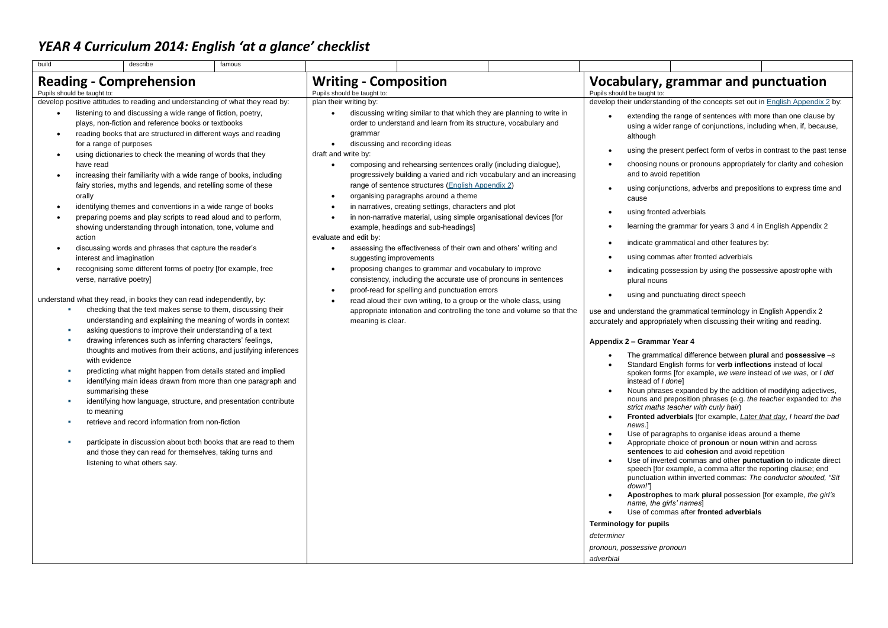# YEAR 4 Curriculum 2014: English 'at a glance' checklist

| build | describe | famous |
|---|---|---|

## Reading - Comprehension

Pupils should be taught to:

develop positive attitudes to reading and understanding of what they read by:

- listening to and discussing a wide range of fiction, poetry, plays, non-fiction and reference books or textbooks
- reading books that are structured in different ways and reading for a range of purposes
- using dictionaries to check the meaning of words that they have read
- increasing their familiarity with a wide range of books, including fairy stories, myths and legends, and retelling some of these orally
- identifying themes and conventions in a wide range of books
- preparing poems and play scripts to read aloud and to perform, showing understanding through intonation, tone, volume and action
- discussing words and phrases that capture the reader's interest and imagination
- recognising some different forms of poetry [for example, free verse, narrative poetry]

understand what they read, in books they can read independently, by:

- checking that the text makes sense to them, discussing their understanding and explaining the meaning of words in context
- asking questions to improve their understanding of a text
- drawing inferences such as inferring characters' feelings, thoughts and motives from their actions, and justifying inferences with evidence
- predicting what might happen from details stated and implied
- identifying main ideas drawn from more than one paragraph and summarising these
- identifying how language, structure, and presentation contribute to meaning
- retrieve and record information from non-fiction
- participate in discussion about both books that are read to them and those they can read for themselves, taking turns and listening to what others say.

## Writing - Composition

Pupils should be taught to:

plan their writing by:

- discussing writing similar to that which they are planning to write in order to understand and learn from its structure, vocabulary and grammar
- discussing and recording ideas

draft and write by:

- composing and rehearsing sentences orally (including dialogue), progressively building a varied and rich vocabulary and an increasing range of sentence structures (English Appendix 2)
- organising paragraphs around a theme
- in narratives, creating settings, characters and plot
- in non-narrative material, using simple organisational devices [for example, headings and sub-headings]

evaluate and edit by:

- assessing the effectiveness of their own and others' writing and suggesting improvements
- proposing changes to grammar and vocabulary to improve consistency, including the accurate use of pronouns in sentences
- proof-read for spelling and punctuation errors
- read aloud their own writing, to a group or the whole class, using appropriate intonation and controlling the tone and volume so that the meaning is clear.

## Vocabulary, grammar and punctuation

Pupils should be taught to:

develop their understanding of the concepts set out in English Appendix 2 by:

- extending the range of sentences with more than one clause by using a wider range of conjunctions, including when, if, because, although
- using the present perfect form of verbs in contrast to the past tense
- choosing nouns or pronouns appropriately for clarity and cohesion and to avoid repetition
- using conjunctions, adverbs and prepositions to express time and cause
- using fronted adverbials
- learning the grammar for years 3 and 4 in English Appendix 2
- indicate grammatical and other features by:
- using commas after fronted adverbials
- indicating possession by using the possessive apostrophe with plural nouns
- using and punctuating direct speech

use and understand the grammatical terminology in English Appendix 2 accurately and appropriately when discussing their writing and reading.

**Appendix 2 – Grammar Year 4**

- The grammatical difference between **plural** and **possessive** *–s*
- Standard English forms for **verb inflections** instead of local spoken forms [for example, *we were* instead of *we was*, or *I did* instead of *I done*]
- Noun phrases expanded by the addition of modifying adjectives, nouns and preposition phrases (e.g. *the teacher* expanded to: *the strict maths teacher with curly hair*)
- **Fronted adverbials** [for example, *Later that day*, *I heard the bad news.*]
- Use of paragraphs to organise ideas around a theme
- Appropriate choice of **pronoun** or **noun** within and across **sentences** to aid **cohesion** and avoid repetition
- Use of inverted commas and other **punctuation** to indicate direct speech [for example, a comma after the reporting clause; end punctuation within inverted commas: *The conductor shouted, "Sit down!"*]
- **Apostrophes** to mark **plural** possession [for example, *the girl's name, the girls' names*]
- Use of commas after **fronted adverbials**

**Terminology for pupils**

*determiner*

*pronoun, possessive pronoun*

*adverbial*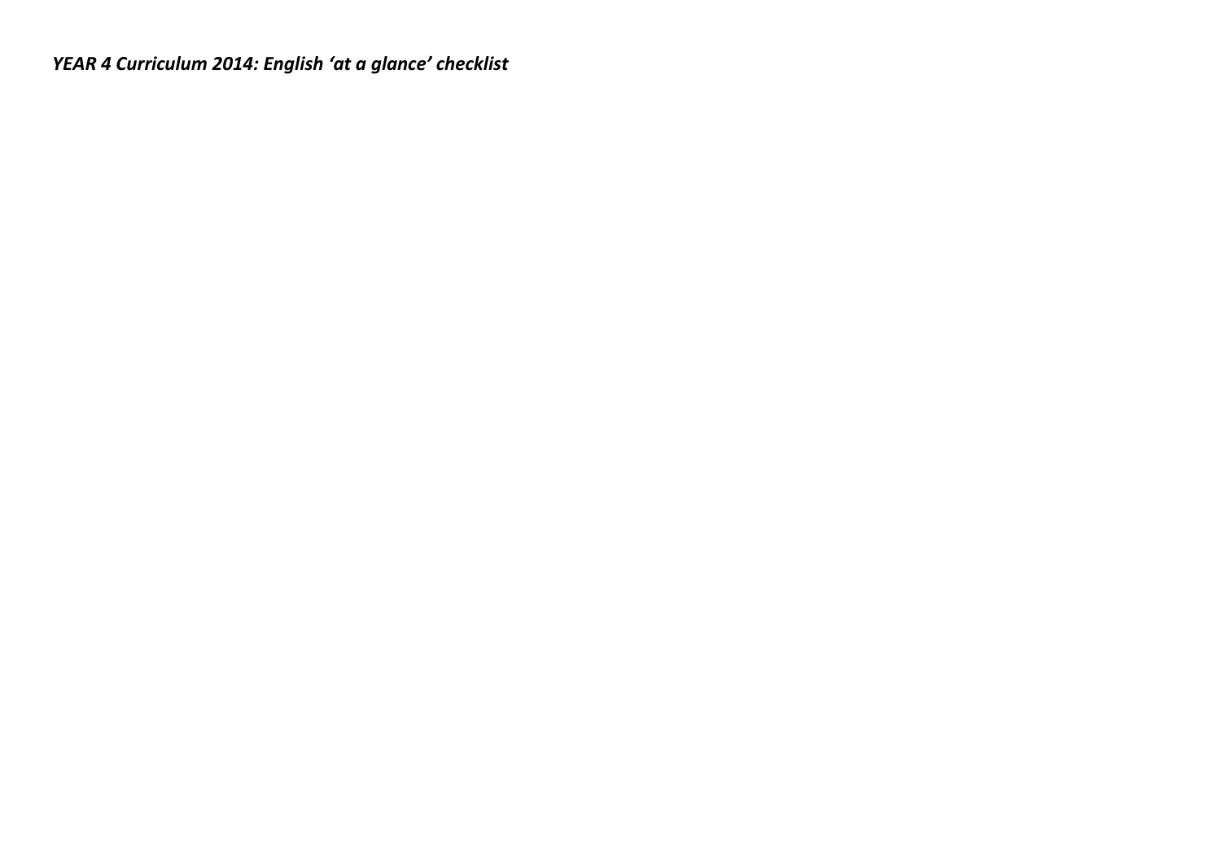***YEAR 4 Curriculum 2014: English 'at a glance' checklist***